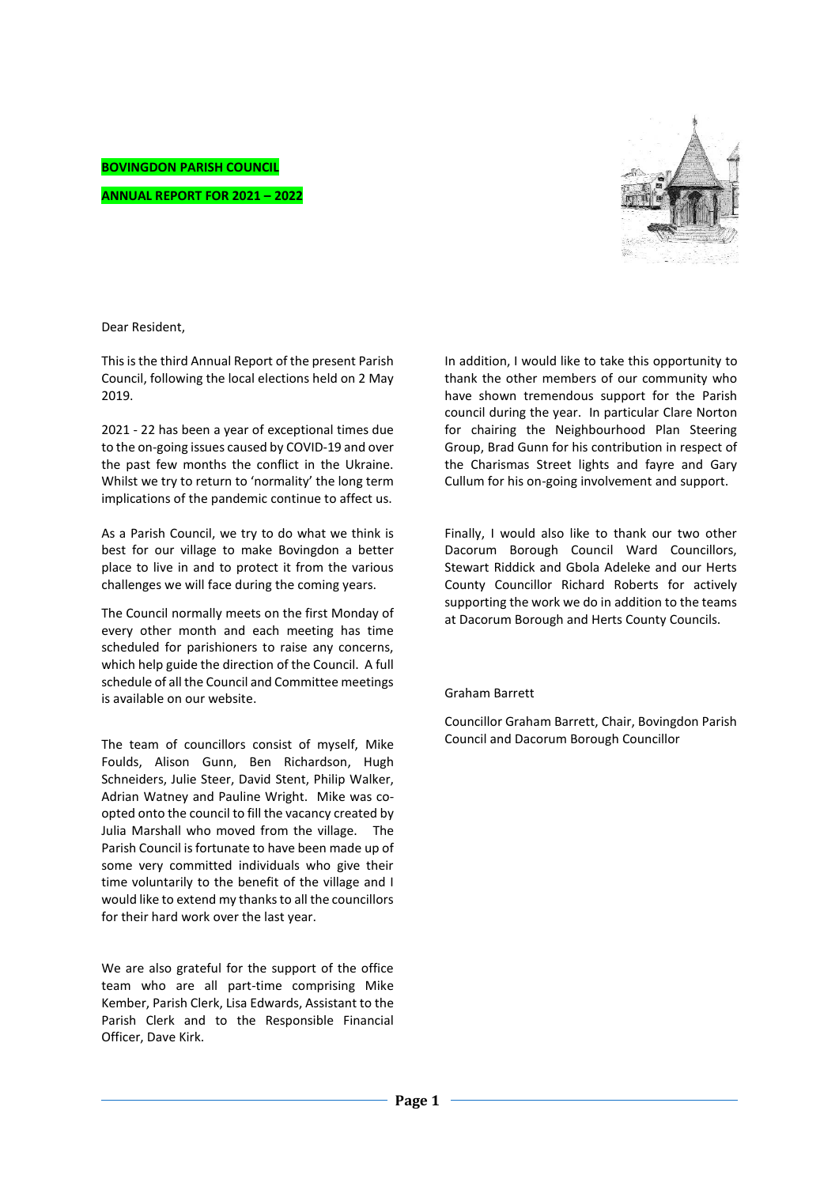**BOVINGDON PARISH COUNCIL**

**ANNUAL REPORT FOR 2021 – 2022**

Dear Resident,

This is the third Annual Report of the present Parish Council, following the local elections held on 2 May 2019.

2021 - 22 has been a year of exceptional times due to the on-going issues caused by COVID-19 and over the past few months the conflict in the Ukraine. Whilst we try to return to 'normality' the long term implications of the pandemic continue to affect us.

As a Parish Council, we try to do what we think is best for our village to make Bovingdon a better place to live in and to protect it from the various challenges we will face during the coming years.

The Council normally meets on the first Monday of every other month and each meeting has time scheduled for parishioners to raise any concerns, which help guide the direction of the Council. A full schedule of all the Council and Committee meetings is available on our website.

The team of councillors consist of myself, Mike Foulds, Alison Gunn, Ben Richardson, Hugh Schneiders, Julie Steer, David Stent, Philip Walker, Adrian Watney and Pauline Wright. Mike was co-opted onto the council to fill the vacancy created by Julia Marshall who moved from the village. The Parish Council is fortunate to have been made up of some very committed individuals who give their time voluntarily to the benefit of the village and I would like to extend my thanks to all the councillors for their hard work over the last year.

We are also grateful for the support of the office team who are all part-time comprising Mike Kember, Parish Clerk, Lisa Edwards, Assistant to the Parish Clerk and to the Responsible Financial Officer, Dave Kirk.

In addition, I would like to take this opportunity to thank the other members of our community who have shown tremendous support for the Parish council during the year. In particular Clare Norton for chairing the Neighbourhood Plan Steering Group, Brad Gunn for his contribution in respect of the Charismas Street lights and fayre and Gary Cullum for his on-going involvement and support.

Finally, I would also like to thank our two other Dacorum Borough Council Ward Councillors, Stewart Riddick and Gbola Adeleke and our Herts County Councillor Richard Roberts for actively supporting the work we do in addition to the teams at Dacorum Borough and Herts County Councils.

Graham Barrett

Councillor Graham Barrett, Chair, Bovingdon Parish Council and Dacorum Borough Councillor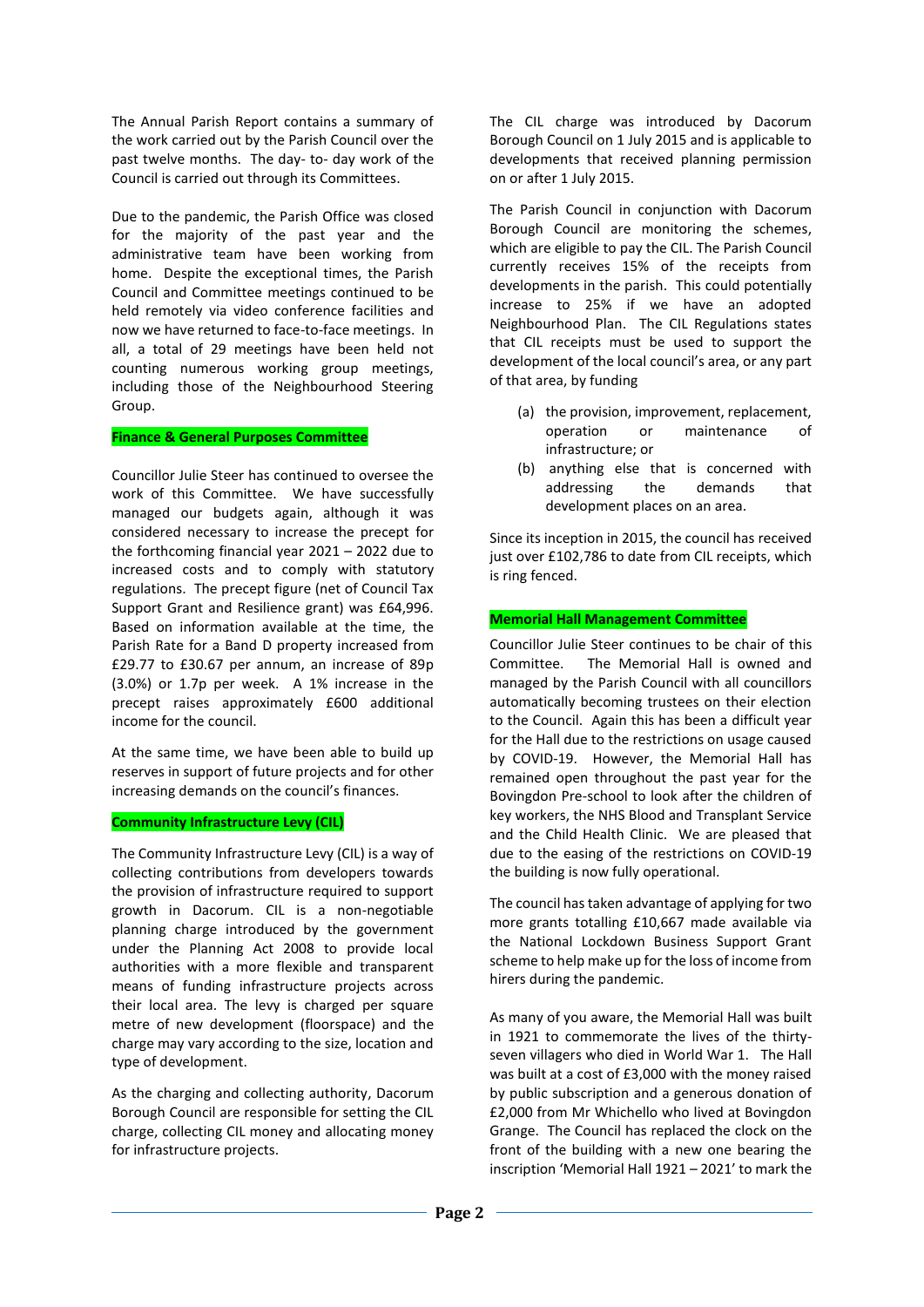The Annual Parish Report contains a summary of the work carried out by the Parish Council over the past twelve months. The day- to- day work of the Council is carried out through its Committees.

Due to the pandemic, the Parish Office was closed for the majority of the past year and the administrative team have been working from home. Despite the exceptional times, the Parish Council and Committee meetings continued to be held remotely via video conference facilities and now we have returned to face-to-face meetings. In all, a total of 29 meetings have been held not counting numerous working group meetings, including those of the Neighbourhood Steering Group.

**Finance & General Purposes Committee**

Councillor Julie Steer has continued to oversee the work of this Committee. We have successfully managed our budgets again, although it was considered necessary to increase the precept for the forthcoming financial year 2021 – 2022 due to increased costs and to comply with statutory regulations. The precept figure (net of Council Tax Support Grant and Resilience grant) was £64,996. Based on information available at the time, the Parish Rate for a Band D property increased from £29.77 to £30.67 per annum, an increase of 89p (3.0%) or 1.7p per week. A 1% increase in the precept raises approximately £600 additional income for the council.

At the same time, we have been able to build up reserves in support of future projects and for other increasing demands on the council's finances.

**Community Infrastructure Levy (CIL)**

The Community Infrastructure Levy (CIL) is a way of collecting contributions from developers towards the provision of infrastructure required to support growth in Dacorum. CIL is a non-negotiable planning charge introduced by the government under the Planning Act 2008 to provide local authorities with a more flexible and transparent means of funding infrastructure projects across their local area. The levy is charged per square metre of new development (floorspace) and the charge may vary according to the size, location and type of development.

As the charging and collecting authority, Dacorum Borough Council are responsible for setting the CIL charge, collecting CIL money and allocating money for infrastructure projects.

The CIL charge was introduced by Dacorum Borough Council on 1 July 2015 and is applicable to developments that received planning permission on or after 1 July 2015.

The Parish Council in conjunction with Dacorum Borough Council are monitoring the schemes, which are eligible to pay the CIL. The Parish Council currently receives 15% of the receipts from developments in the parish. This could potentially increase to 25% if we have an adopted Neighbourhood Plan. The CIL Regulations states that CIL receipts must be used to support the development of the local council's area, or any part of that area, by funding

(a) the provision, improvement, replacement, operation or maintenance of infrastructure; or
(b) anything else that is concerned with addressing the demands that development places on an area.

Since its inception in 2015, the council has received just over £102,786 to date from CIL receipts, which is ring fenced.

**Memorial Hall Management Committee**

Councillor Julie Steer continues to be chair of this Committee. The Memorial Hall is owned and managed by the Parish Council with all councillors automatically becoming trustees on their election to the Council. Again this has been a difficult year for the Hall due to the restrictions on usage caused by COVID-19. However, the Memorial Hall has remained open throughout the past year for the Bovingdon Pre-school to look after the children of key workers, the NHS Blood and Transplant Service and the Child Health Clinic. We are pleased that due to the easing of the restrictions on COVID-19 the building is now fully operational.

The council has taken advantage of applying for two more grants totalling £10,667 made available via the National Lockdown Business Support Grant scheme to help make up for the loss of income from hirers during the pandemic.

As many of you aware, the Memorial Hall was built in 1921 to commemorate the lives of the thirty-seven villagers who died in World War 1. The Hall was built at a cost of £3,000 with the money raised by public subscription and a generous donation of £2,000 from Mr Whichello who lived at Bovingdon Grange. The Council has replaced the clock on the front of the building with a new one bearing the inscription 'Memorial Hall 1921 – 2021' to mark the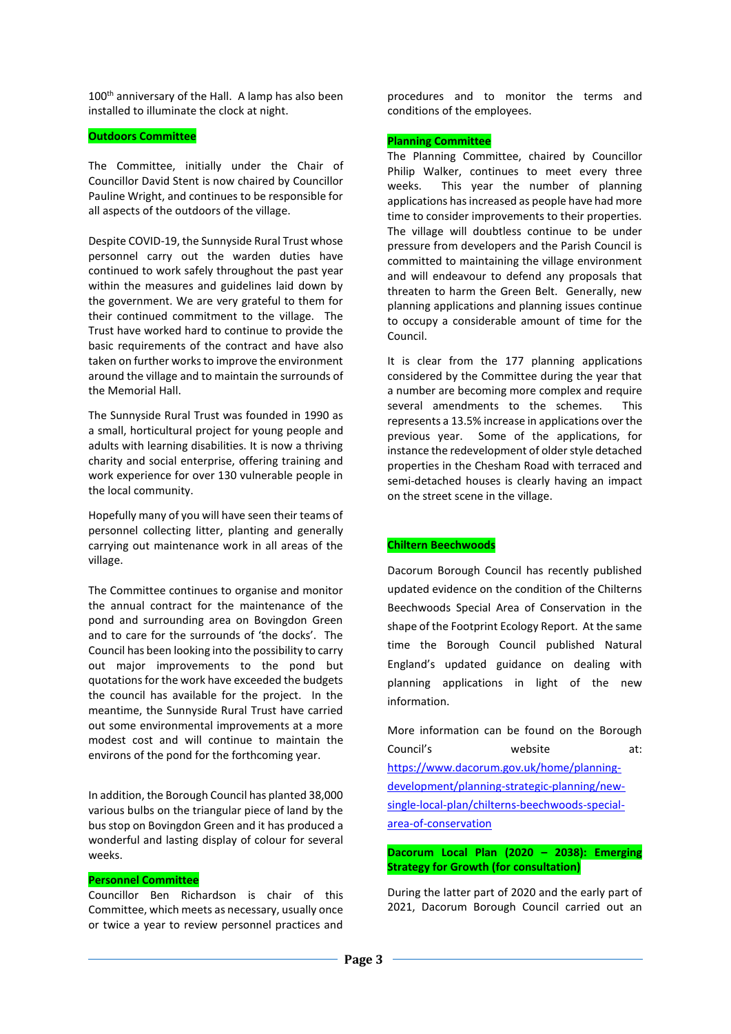100th anniversary of the Hall. A lamp has also been installed to illuminate the clock at night.

**Outdoors Committee**

The Committee, initially under the Chair of Councillor David Stent is now chaired by Councillor Pauline Wright, and continues to be responsible for all aspects of the outdoors of the village.

Despite COVID-19, the Sunnyside Rural Trust whose personnel carry out the warden duties have continued to work safely throughout the past year within the measures and guidelines laid down by the government. We are very grateful to them for their continued commitment to the village. The Trust have worked hard to continue to provide the basic requirements of the contract and have also taken on further works to improve the environment around the village and to maintain the surrounds of the Memorial Hall.

The Sunnyside Rural Trust was founded in 1990 as a small, horticultural project for young people and adults with learning disabilities. It is now a thriving charity and social enterprise, offering training and work experience for over 130 vulnerable people in the local community.

Hopefully many of you will have seen their teams of personnel collecting litter, planting and generally carrying out maintenance work in all areas of the village.

The Committee continues to organise and monitor the annual contract for the maintenance of the pond and surrounding area on Bovingdon Green and to care for the surrounds of 'the docks'. The Council has been looking into the possibility to carry out major improvements to the pond but quotations for the work have exceeded the budgets the council has available for the project. In the meantime, the Sunnyside Rural Trust have carried out some environmental improvements at a more modest cost and will continue to maintain the environs of the pond for the forthcoming year.

In addition, the Borough Council has planted 38,000 various bulbs on the triangular piece of land by the bus stop on Bovingdon Green and it has produced a wonderful and lasting display of colour for several weeks.

**Personnel Committee**

Councillor Ben Richardson is chair of this Committee, which meets as necessary, usually once or twice a year to review personnel practices and procedures and to monitor the terms and conditions of the employees.

**Planning Committee**

The Planning Committee, chaired by Councillor Philip Walker, continues to meet every three weeks. This year the number of planning applications has increased as people have had more time to consider improvements to their properties. The village will doubtless continue to be under pressure from developers and the Parish Council is committed to maintaining the village environment and will endeavour to defend any proposals that threaten to harm the Green Belt. Generally, new planning applications and planning issues continue to occupy a considerable amount of time for the Council.

It is clear from the 177 planning applications considered by the Committee during the year that a number are becoming more complex and require several amendments to the schemes. This represents a 13.5% increase in applications over the previous year. Some of the applications, for instance the redevelopment of older style detached properties in the Chesham Road with terraced and semi-detached houses is clearly having an impact on the street scene in the village.

**Chiltern Beechwoods**

Dacorum Borough Council has recently published updated evidence on the condition of the Chilterns Beechwoods Special Area of Conservation in the shape of the Footprint Ecology Report. At the same time the Borough Council published Natural England's updated guidance on dealing with planning applications in light of the new information.

More information can be found on the Borough Council's website at: https://www.dacorum.gov.uk/home/planning-development/planning-strategic-planning/new-single-local-plan/chilterns-beechwoods-special-area-of-conservation

**Dacorum Local Plan (2020 – 2038): Emerging Strategy for Growth (for consultation)**

During the latter part of 2020 and the early part of 2021, Dacorum Borough Council carried out an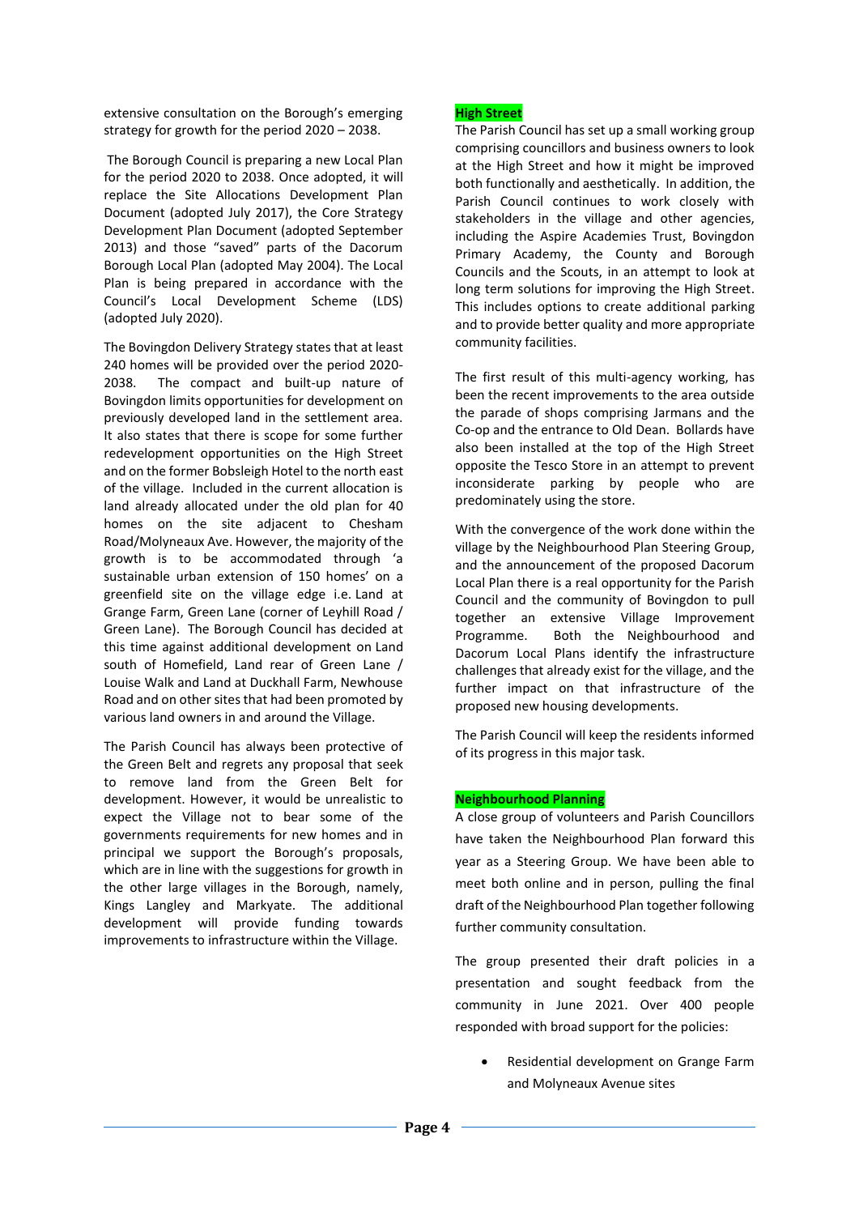extensive consultation on the Borough's emerging strategy for growth for the period 2020 – 2038.

The Borough Council is preparing a new Local Plan for the period 2020 to 2038. Once adopted, it will replace the Site Allocations Development Plan Document (adopted July 2017), the Core Strategy Development Plan Document (adopted September 2013) and those "saved" parts of the Dacorum Borough Local Plan (adopted May 2004). The Local Plan is being prepared in accordance with the Council's Local Development Scheme (LDS) (adopted July 2020).

The Bovingdon Delivery Strategy states that at least 240 homes will be provided over the period 2020-2038. The compact and built-up nature of Bovingdon limits opportunities for development on previously developed land in the settlement area. It also states that there is scope for some further redevelopment opportunities on the High Street and on the former Bobsleigh Hotel to the north east of the village. Included in the current allocation is land already allocated under the old plan for 40 homes on the site adjacent to Chesham Road/Molyneaux Ave. However, the majority of the growth is to be accommodated through 'a sustainable urban extension of 150 homes' on a greenfield site on the village edge i.e. Land at Grange Farm, Green Lane (corner of Leyhill Road / Green Lane). The Borough Council has decided at this time against additional development on Land south of Homefield, Land rear of Green Lane / Louise Walk and Land at Duckhall Farm, Newhouse Road and on other sites that had been promoted by various land owners in and around the Village.

The Parish Council has always been protective of the Green Belt and regrets any proposal that seek to remove land from the Green Belt for development. However, it would be unrealistic to expect the Village not to bear some of the governments requirements for new homes and in principal we support the Borough's proposals, which are in line with the suggestions for growth in the other large villages in the Borough, namely, Kings Langley and Markyate. The additional development will provide funding towards improvements to infrastructure within the Village.

## High Street

The Parish Council has set up a small working group comprising councillors and business owners to look at the High Street and how it might be improved both functionally and aesthetically. In addition, the Parish Council continues to work closely with stakeholders in the village and other agencies, including the Aspire Academies Trust, Bovingdon Primary Academy, the County and Borough Councils and the Scouts, in an attempt to look at long term solutions for improving the High Street. This includes options to create additional parking and to provide better quality and more appropriate community facilities.

The first result of this multi-agency working, has been the recent improvements to the area outside the parade of shops comprising Jarmans and the Co-op and the entrance to Old Dean. Bollards have also been installed at the top of the High Street opposite the Tesco Store in an attempt to prevent inconsiderate parking by people who are predominately using the store.

With the convergence of the work done within the village by the Neighbourhood Plan Steering Group, and the announcement of the proposed Dacorum Local Plan there is a real opportunity for the Parish Council and the community of Bovingdon to pull together an extensive Village Improvement Programme. Both the Neighbourhood and Dacorum Local Plans identify the infrastructure challenges that already exist for the village, and the further impact on that infrastructure of the proposed new housing developments.

The Parish Council will keep the residents informed of its progress in this major task.

## Neighbourhood Planning

A close group of volunteers and Parish Councillors have taken the Neighbourhood Plan forward this year as a Steering Group. We have been able to meet both online and in person, pulling the final draft of the Neighbourhood Plan together following further community consultation.

The group presented their draft policies in a presentation and sought feedback from the community in June 2021. Over 400 people responded with broad support for the policies:

- Residential development on Grange Farm and Molyneaux Avenue sites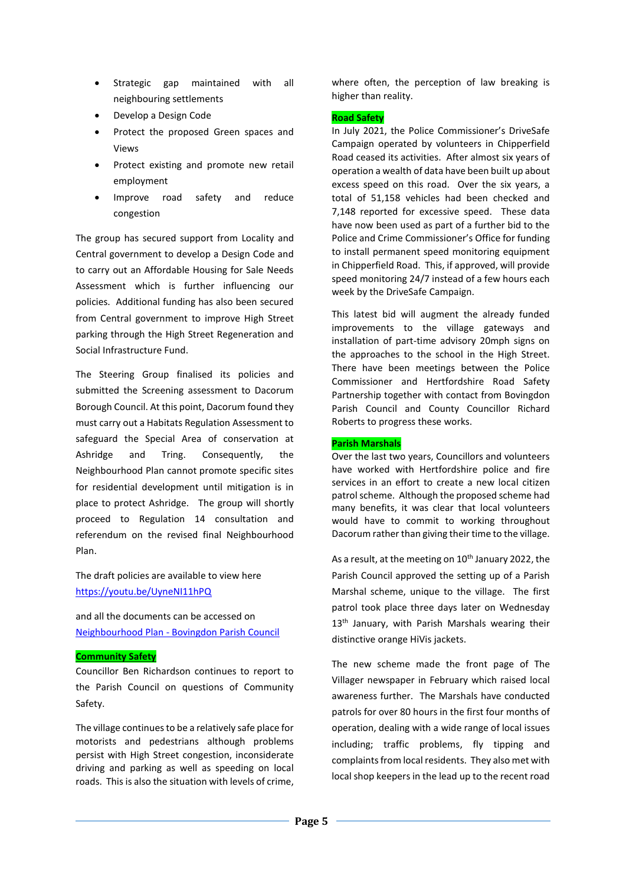- Strategic gap maintained with all neighbouring settlements
- Develop a Design Code
- Protect the proposed Green spaces and Views
- Protect existing and promote new retail employment
- Improve road safety and reduce congestion

The group has secured support from Locality and Central government to develop a Design Code and to carry out an Affordable Housing for Sale Needs Assessment which is further influencing our policies. Additional funding has also been secured from Central government to improve High Street parking through the High Street Regeneration and Social Infrastructure Fund.

The Steering Group finalised its policies and submitted the Screening assessment to Dacorum Borough Council. At this point, Dacorum found they must carry out a Habitats Regulation Assessment to safeguard the Special Area of conservation at Ashridge and Tring. Consequently, the Neighbourhood Plan cannot promote specific sites for residential development until mitigation is in place to protect Ashridge. The group will shortly proceed to Regulation 14 consultation and referendum on the revised final Neighbourhood Plan.

The draft policies are available to view here [https://youtu.be/UyneNI11hPQ](https://youtu.be/UyneNI11hPQ)

and all the documents can be accessed on [Neighbourhood Plan - Bovingdon Parish Council](Neighbourhood Plan - Bovingdon Parish Council)

### Community Safety

Councillor Ben Richardson continues to report to the Parish Council on questions of Community Safety.

The village continues to be a relatively safe place for motorists and pedestrians although problems persist with High Street congestion, inconsiderate driving and parking as well as speeding on local roads. This is also the situation with levels of crime, where often, the perception of law breaking is higher than reality.

### Road Safety

In July 2021, the Police Commissioner's DriveSafe Campaign operated by volunteers in Chipperfield Road ceased its activities. After almost six years of operation a wealth of data have been built up about excess speed on this road. Over the six years, a total of 51,158 vehicles had been checked and 7,148 reported for excessive speed. These data have now been used as part of a further bid to the Police and Crime Commissioner's Office for funding to install permanent speed monitoring equipment in Chipperfield Road. This, if approved, will provide speed monitoring 24/7 instead of a few hours each week by the DriveSafe Campaign.

This latest bid will augment the already funded improvements to the village gateways and installation of part-time advisory 20mph signs on the approaches to the school in the High Street. There have been meetings between the Police Commissioner and Hertfordshire Road Safety Partnership together with contact from Bovingdon Parish Council and County Councillor Richard Roberts to progress these works.

### Parish Marshals

Over the last two years, Councillors and volunteers have worked with Hertfordshire police and fire services in an effort to create a new local citizen patrol scheme. Although the proposed scheme had many benefits, it was clear that local volunteers would have to commit to working throughout Dacorum rather than giving their time to the village.

As a result, at the meeting on 10th January 2022, the Parish Council approved the setting up of a Parish Marshal scheme, unique to the village. The first patrol took place three days later on Wednesday 13th January, with Parish Marshals wearing their distinctive orange HiVis jackets.

The new scheme made the front page of The Villager newspaper in February which raised local awareness further. The Marshals have conducted patrols for over 80 hours in the first four months of operation, dealing with a wide range of local issues including; traffic problems, fly tipping and complaints from local residents. They also met with local shop keepers in the lead up to the recent road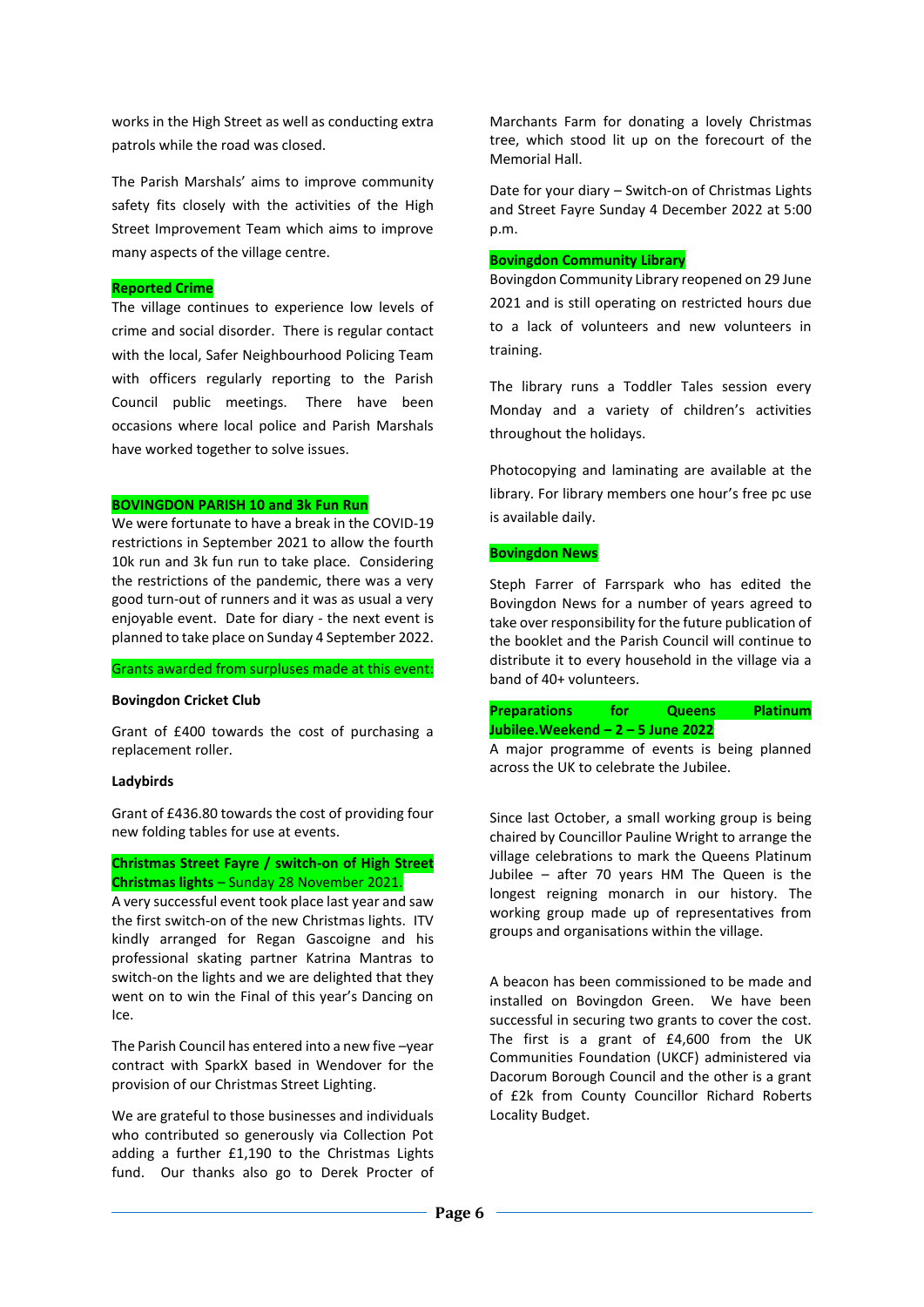works in the High Street as well as conducting extra patrols while the road was closed.

The Parish Marshals' aims to improve community safety fits closely with the activities of the High Street Improvement Team which aims to improve many aspects of the village centre.

## Reported Crime

The village continues to experience low levels of crime and social disorder. There is regular contact with the local, Safer Neighbourhood Policing Team with officers regularly reporting to the Parish Council public meetings. There have been occasions where local police and Parish Marshals have worked together to solve issues.

## BOVINGDON PARISH 10 and 3k Fun Run

We were fortunate to have a break in the COVID-19 restrictions in September 2021 to allow the fourth 10k run and 3k fun run to take place. Considering the restrictions of the pandemic, there was a very good turn-out of runners and it was as usual a very enjoyable event. Date for diary - the next event is planned to take place on Sunday 4 September 2022.

Grants awarded from surpluses made at this event:

**Bovingdon Cricket Club**

Grant of £400 towards the cost of purchasing a replacement roller.

**Ladybirds**

Grant of £436.80 towards the cost of providing four new folding tables for use at events.

## Christmas Street Fayre / switch-on of High Street Christmas lights – Sunday 28 November 2021.

A very successful event took place last year and saw the first switch-on of the new Christmas lights. ITV kindly arranged for Regan Gascoigne and his professional skating partner Katrina Mantras to switch-on the lights and we are delighted that they went on to win the Final of this year's Dancing on Ice.

The Parish Council has entered into a new five –year contract with SparkX based in Wendover for the provision of our Christmas Street Lighting.

We are grateful to those businesses and individuals who contributed so generously via Collection Pot adding a further £1,190 to the Christmas Lights fund. Our thanks also go to Derek Procter of Marchants Farm for donating a lovely Christmas tree, which stood lit up on the forecourt of the Memorial Hall.

Date for your diary – Switch-on of Christmas Lights and Street Fayre Sunday 4 December 2022 at 5:00 p.m.

## Bovingdon Community Library

Bovingdon Community Library reopened on 29 June 2021 and is still operating on restricted hours due to a lack of volunteers and new volunteers in training.

The library runs a Toddler Tales session every Monday and a variety of children's activities throughout the holidays.

Photocopying and laminating are available at the library. For library members one hour's free pc use is available daily.

## Bovingdon News

Steph Farrer of Farrspark who has edited the Bovingdon News for a number of years agreed to take over responsibility for the future publication of the booklet and the Parish Council will continue to distribute it to every household in the village via a band of 40+ volunteers.

## Preparations for Queens Platinum Jubilee.Weekend – 2 – 5 June 2022

A major programme of events is being planned across the UK to celebrate the Jubilee.

Since last October, a small working group is being chaired by Councillor Pauline Wright to arrange the village celebrations to mark the Queens Platinum Jubilee – after 70 years HM The Queen is the longest reigning monarch in our history. The working group made up of representatives from groups and organisations within the village.

A beacon has been commissioned to be made and installed on Bovingdon Green. We have been successful in securing two grants to cover the cost. The first is a grant of £4,600 from the UK Communities Foundation (UKCF) administered via Dacorum Borough Council and the other is a grant of £2k from County Councillor Richard Roberts Locality Budget.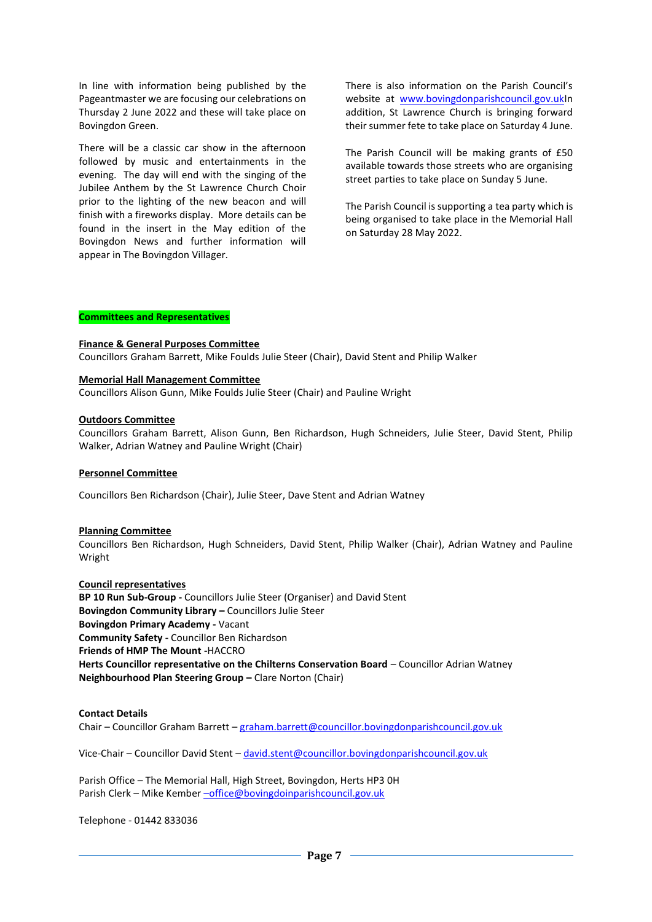In line with information being published by the Pageantmaster we are focusing our celebrations on Thursday 2 June 2022 and these will take place on Bovingdon Green.

There will be a classic car show in the afternoon followed by music and entertainments in the evening. The day will end with the singing of the Jubilee Anthem by the St Lawrence Church Choir prior to the lighting of the new beacon and will finish with a fireworks display. More details can be found in the insert in the May edition of the Bovingdon News and further information will appear in The Bovingdon Villager.

There is also information on the Parish Council's website at www.bovingdonparishcouncil.gov.ukIn addition, St Lawrence Church is bringing forward their summer fete to take place on Saturday 4 June.

The Parish Council will be making grants of £50 available towards those streets who are organising street parties to take place on Sunday 5 June.

The Parish Council is supporting a tea party which is being organised to take place in the Memorial Hall on Saturday 28 May 2022.

**Committees and Representatives**

**Finance & General Purposes Committee**
Councillors Graham Barrett, Mike Foulds Julie Steer (Chair), David Stent and Philip Walker

**Memorial Hall Management Committee**
Councillors Alison Gunn, Mike Foulds Julie Steer (Chair) and Pauline Wright

**Outdoors Committee**
Councillors Graham Barrett, Alison Gunn, Ben Richardson, Hugh Schneiders, Julie Steer, David Stent, Philip Walker, Adrian Watney and Pauline Wright (Chair)

**Personnel Committee**

Councillors Ben Richardson (Chair), Julie Steer, Dave Stent and Adrian Watney

**Planning Committee**
Councillors Ben Richardson, Hugh Schneiders, David Stent, Philip Walker (Chair), Adrian Watney and Pauline Wright

**Council representatives**
**BP 10 Run Sub-Group -** Councillors Julie Steer (Organiser) and David Stent
**Bovingdon Community Library –** Councillors Julie Steer
**Bovingdon Primary Academy -** Vacant
**Community Safety -** Councillor Ben Richardson
**Friends of HMP The Mount -**HACCRO
**Herts Councillor representative on the Chilterns Conservation Board** – Councillor Adrian Watney
**Neighbourhood Plan Steering Group –** Clare Norton (Chair)

**Contact Details**
Chair – Councillor Graham Barrett – graham.barrett@councillor.bovingdonparishcouncil.gov.uk

Vice-Chair – Councillor David Stent – david.stent@councillor.bovingdonparishcouncil.gov.uk

Parish Office – The Memorial Hall, High Street, Bovingdon, Herts HP3 0H
Parish Clerk – Mike Kember –office@bovingdoinparishcouncil.gov.uk

Telephone - 01442 833036